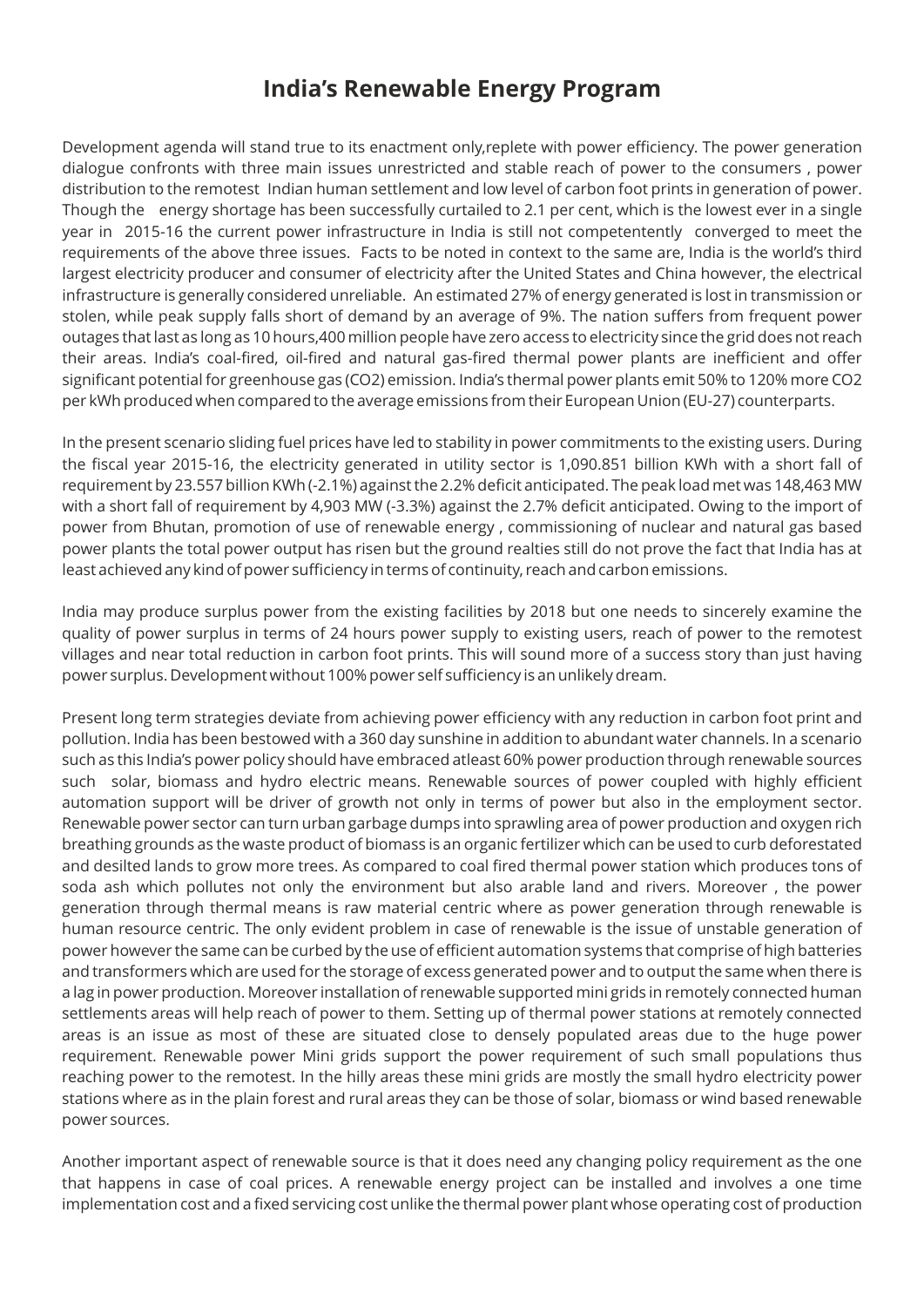# India's Renewable Energy Program

Development agenda will stand true to its enactment only,replete with power efficiency. The power generation dialogue confronts with three main issues unrestricted and stable reach of power to the consumers , power distribution to the remotest Indian human settlement and low level of carbon foot prints in generation of power. Though the energy shortage has been successfully curtailed to 2.1 per cent, which is the lowest ever in a single year in 2015-16 the current power infrastructure in India is still not competentently converged to meet the requirements of the above three issues. Facts to be noted in context to the same are, India is the world's third largest electricity producer and consumer of electricity after the United States and China however, the electrical infrastructure is generally considered unreliable. An estimated 27% of energy generated is lost in transmission or stolen, while peak supply falls short of demand by an average of 9%. The nation suffers from frequent power outages that last as long as 10 hours,400 million people have zero access to electricity since the grid does not reach their areas. India's coal-fired, oil-fired and natural gas-fired thermal power plants are inefficient and offer significant potential for greenhouse gas ($CO_2$) emission. India's thermal power plants emit 50% to 120% more $CO_2$ per kWh produced when compared to the average emissions from their European Union (EU-27) counterparts.

In the present scenario sliding fuel prices have led to stability in power commitments to the existing users. During the fiscal year 2015-16, the electricity generated in utility sector is 1,090.851 billion KWh with a short fall of requirement by 23.557 billion KWh (-2.1%) against the 2.2% deficit anticipated. The peak load met was 148,463 MW with a short fall of requirement by 4,903 MW (-3.3%) against the 2.7% deficit anticipated. Owing to the import of power from Bhutan, promotion of use of renewable energy , commissioning of nuclear and natural gas based power plants the total power output has risen but the ground realties still do not prove the fact that India has at least achieved any kind of power sufficiency in terms of continuity, reach and carbon emissions.

India may produce surplus power from the existing facilities by 2018 but one needs to sincerely examine the quality of power surplus in terms of 24 hours power supply to existing users, reach of power to the remotest villages and near total reduction in carbon foot prints. This will sound more of a success story than just having power surplus. Development without 100% power self sufficiency is an unlikely dream.

Present long term strategies deviate from achieving power efficiency with any reduction in carbon foot print and pollution. India has been bestowed with a 360 day sunshine in addition to abundant water channels. In a scenario such as this India's power policy should have embraced atleast 60% power production through renewable sources such solar, biomass and hydro electric means. Renewable sources of power coupled with highly efficient automation support will be driver of growth not only in terms of power but also in the employment sector. Renewable power sector can turn urban garbage dumps into sprawling area of power production and oxygen rich breathing grounds as the waste product of biomass is an organic fertilizer which can be used to curb deforestated and desilted lands to grow more trees. As compared to coal fired thermal power station which produces tons of soda ash which pollutes not only the environment but also arable land and rivers. Moreover , the power generation through thermal means is raw material centric where as power generation through renewable is human resource centric. The only evident problem in case of renewable is the issue of unstable generation of power however the same can be curbed by the use of efficient automation systems that comprise of high batteries and transformers which are used for the storage of excess generated power and to output the same when there is a lag in power production. Moreover installation of renewable supported mini grids in remotely connected human settlements areas will help reach of power to them. Setting up of thermal power stations at remotely connected areas is an issue as most of these are situated close to densely populated areas due to the huge power requirement. Renewable power Mini grids support the power requirement of such small populations thus reaching power to the remotest. In the hilly areas these mini grids are mostly the small hydro electricity power stations where as in the plain forest and rural areas they can be those of solar, biomass or wind based renewable power sources.

Another important aspect of renewable source is that it does need any changing policy requirement as the one that happens in case of coal prices. A renewable energy project can be installed and involves a one time implementation cost and a fixed servicing cost unlike the thermal power plant whose operating cost of production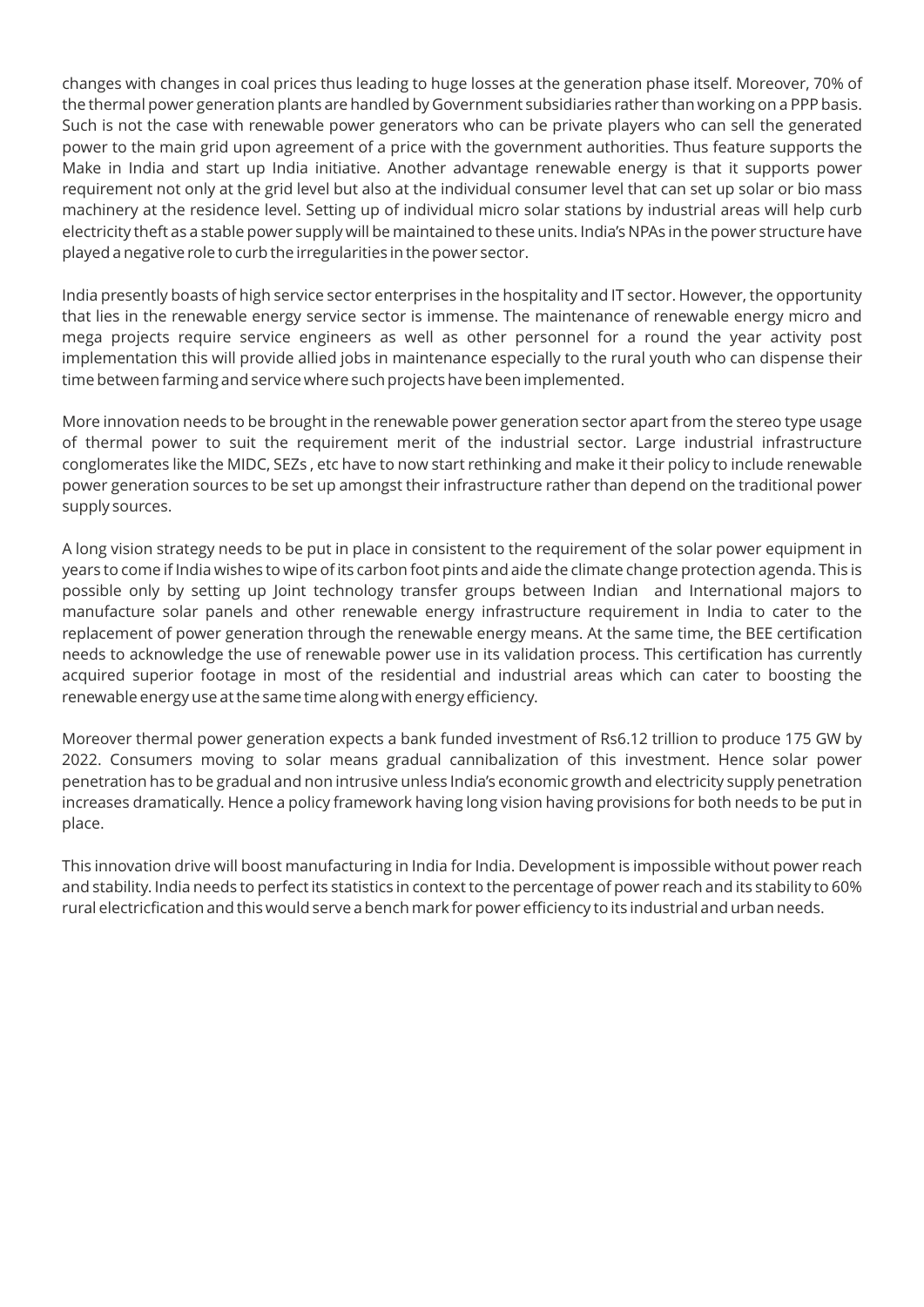changes with changes in coal prices thus leading to huge losses at the generation phase itself. Moreover, 70% of the thermal power generation plants are handled by Government subsidiaries rather than working on a PPP basis. Such is not the case with renewable power generators who can be private players who can sell the generated power to the main grid upon agreement of a price with the government authorities. Thus feature supports the Make in India and start up India initiative. Another advantage renewable energy is that it supports power requirement not only at the grid level but also at the individual consumer level that can set up solar or bio mass machinery at the residence level. Setting up of individual micro solar stations by industrial areas will help curb electricity theft as a stable power supply will be maintained to these units. India's NPAs in the power structure have played a negative role to curb the irregularities in the power sector.

India presently boasts of high service sector enterprises in the hospitality and IT sector. However, the opportunity that lies in the renewable energy service sector is immense. The maintenance of renewable energy micro and mega projects require service engineers as well as other personnel for a round the year activity post implementation this will provide allied jobs in maintenance especially to the rural youth who can dispense their time between farming and service where such projects have been implemented.

More innovation needs to be brought in the renewable power generation sector apart from the stereo type usage of thermal power to suit the requirement merit of the industrial sector. Large industrial infrastructure conglomerates like the MIDC, SEZs , etc have to now start rethinking and make it their policy to include renewable power generation sources to be set up amongst their infrastructure rather than depend on the traditional power supply sources.

A long vision strategy needs to be put in place in consistent to the requirement of the solar power equipment in years to come if India wishes to wipe of its carbon foot pints and aide the climate change protection agenda. This is possible only by setting up Joint technology transfer groups between Indian and International majors to manufacture solar panels and other renewable energy infrastructure requirement in India to cater to the replacement of power generation through the renewable energy means. At the same time, the BEE certification needs to acknowledge the use of renewable power use in its validation process. This certification has currently acquired superior footage in most of the residential and industrial areas which can cater to boosting the renewable energy use at the same time along with energy efficiency.

Moreover thermal power generation expects a bank funded investment of Rs6.12 trillion to produce 175 GW by 2022. Consumers moving to solar means gradual cannibalization of this investment. Hence solar power penetration has to be gradual and non intrusive unless India's economic growth and electricity supply penetration increases dramatically. Hence a policy framework having long vision having provisions for both needs to be put in place.

This innovation drive will boost manufacturing in India for India. Development is impossible without power reach and stability. India needs to perfect its statistics in context to the percentage of power reach and its stability to 60% rural electricfication and this would serve a bench mark for power efficiency to its industrial and urban needs.